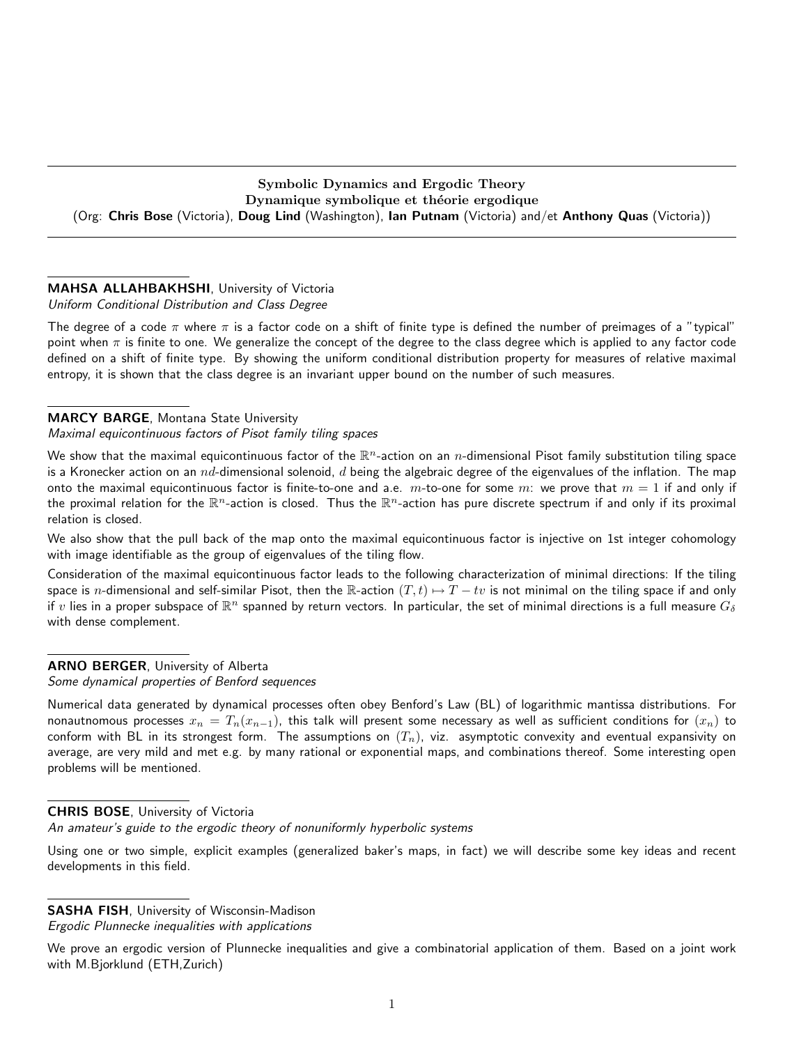**Symbolic Dynamics and Ergodic Theory**
**Dynamique symbolique et théorie ergodique**
(Org: **Chris Bose** (Victoria), **Doug Lind** (Washington), **Ian Putnam** (Victoria) and/et **Anthony Quas** (Victoria))

---

**MAHSA ALLAHBAKHSHI**, University of Victoria
*Uniform Conditional Distribution and Class Degree*

The degree of a code $\pi$ where $\pi$ is a factor code on a shift of finite type is defined the number of preimages of a "typical" point when $\pi$ is finite to one. We generalize the concept of the degree to the class degree which is applied to any factor code defined on a shift of finite type. By showing the uniform conditional distribution property for measures of relative maximal entropy, it is shown that the class degree is an invariant upper bound on the number of such measures.

---

**MARCY BARGE**, Montana State University
*Maximal equicontinuous factors of Pisot family tiling spaces*

We show that the maximal equicontinuous factor of the $\mathbb{R}^n$-action on an $n$-dimensional Pisot family substitution tiling space is a Kronecker action on an $nd$-dimensional solenoid, $d$ being the algebraic degree of the eigenvalues of the inflation. The map onto the maximal equicontinuous factor is finite-to-one and a.e. $m$-to-one for some $m$: we prove that $m = 1$ if and only if the proximal relation for the $\mathbb{R}^n$-action is closed. Thus the $\mathbb{R}^n$-action has pure discrete spectrum if and only if its proximal relation is closed.

We also show that the pull back of the map onto the maximal equicontinuous factor is injective on 1st integer cohomology with image identifiable as the group of eigenvalues of the tiling flow.

Consideration of the maximal equicontinuous factor leads to the following characterization of minimal directions: If the tiling space is $n$-dimensional and self-similar Pisot, then the $\mathbb{R}$-action $(T, t) \mapsto T - tv$ is not minimal on the tiling space if and only if $v$ lies in a proper subspace of $\mathbb{R}^n$ spanned by return vectors. In particular, the set of minimal directions is a full measure $G_\delta$ with dense complement.

---

**ARNO BERGER**, University of Alberta
*Some dynamical properties of Benford sequences*

Numerical data generated by dynamical processes often obey Benford's Law (BL) of logarithmic mantissa distributions. For nonautnomous processes $x_n = T_n(x_{n-1})$, this talk will present some necessary as well as sufficient conditions for $(x_n)$ to conform with BL in its strongest form. The assumptions on $(T_n)$, viz. asymptotic convexity and eventual expansivity on average, are very mild and met e.g. by many rational or exponential maps, and combinations thereof. Some interesting open problems will be mentioned.

---

**CHRIS BOSE**, University of Victoria
*An amateur's guide to the ergodic theory of nonuniformly hyperbolic systems*

Using one or two simple, explicit examples (generalized baker's maps, in fact) we will describe some key ideas and recent developments in this field.

---

**SASHA FISH**, University of Wisconsin-Madison
*Ergodic Plunnecke inequalities with applications*

We prove an ergodic version of Plunnecke inequalities and give a combinatorial application of them. Based on a joint work with M.Bjorklund (ETH,Zurich)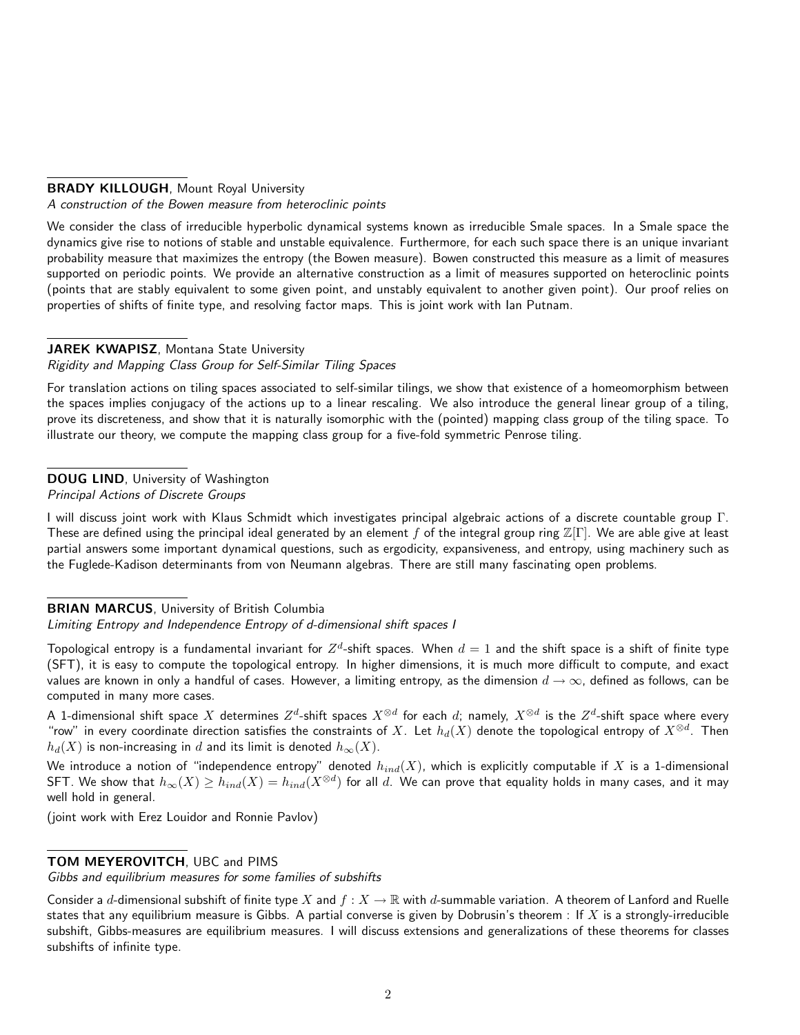**BRADY KILLOUGH**, Mount Royal University

*A construction of the Bowen measure from heteroclinic points*

We consider the class of irreducible hyperbolic dynamical systems known as irreducible Smale spaces. In a Smale space the dynamics give rise to notions of stable and unstable equivalence. Furthermore, for each such space there is an unique invariant probability measure that maximizes the entropy (the Bowen measure). Bowen constructed this measure as a limit of measures supported on periodic points. We provide an alternative construction as a limit of measures supported on heteroclinic points (points that are stably equivalent to some given point, and unstably equivalent to another given point). Our proof relies on properties of shifts of finite type, and resolving factor maps. This is joint work with Ian Putnam.

**JAREK KWAPISZ**, Montana State University

*Rigidity and Mapping Class Group for Self-Similar Tiling Spaces*

For translation actions on tiling spaces associated to self-similar tilings, we show that existence of a homeomorphism between the spaces implies conjugacy of the actions up to a linear rescaling. We also introduce the general linear group of a tiling, prove its discreteness, and show that it is naturally isomorphic with the (pointed) mapping class group of the tiling space. To illustrate our theory, we compute the mapping class group for a five-fold symmetric Penrose tiling.

**DOUG LIND**, University of Washington

*Principal Actions of Discrete Groups*

I will discuss joint work with Klaus Schmidt which investigates principal algebraic actions of a discrete countable group $\Gamma$. These are defined using the principal ideal generated by an element $f$ of the integral group ring $\mathbb{Z}[\Gamma]$. We are able give at least partial answers some important dynamical questions, such as ergodicity, expansiveness, and entropy, using machinery such as the Fuglede-Kadison determinants from von Neumann algebras. There are still many fascinating open problems.

**BRIAN MARCUS**, University of British Columbia

*Limiting Entropy and Independence Entropy of d-dimensional shift spaces I*

Topological entropy is a fundamental invariant for $Z^d$-shift spaces. When $d = 1$ and the shift space is a shift of finite type (SFT), it is easy to compute the topological entropy. In higher dimensions, it is much more difficult to compute, and exact values are known in only a handful of cases. However, a limiting entropy, as the dimension $d \to \infty$, defined as follows, can be computed in many more cases.

A 1-dimensional shift space $X$ determines $Z^d$-shift spaces $X^{\otimes d}$ for each $d$; namely, $X^{\otimes d}$ is the $Z^d$-shift space where every "row" in every coordinate direction satisfies the constraints of $X$. Let $h_d(X)$ denote the topological entropy of $X^{\otimes d}$. Then $h_d(X)$ is non-increasing in $d$ and its limit is denoted $h_\infty(X)$.

We introduce a notion of "independence entropy" denoted $h_{ind}(X)$, which is explicitly computable if $X$ is a 1-dimensional SFT. We show that $h_\infty(X) \geq h_{ind}(X) = h_{ind}(X^{\otimes d})$ for all $d$. We can prove that equality holds in many cases, and it may well hold in general.

(joint work with Erez Louidor and Ronnie Pavlov)

**TOM MEYEROVITCH**, UBC and PIMS

*Gibbs and equilibrium measures for some families of subshifts*

Consider a $d$-dimensional subshift of finite type $X$ and $f : X \to \mathbb{R}$ with $d$-summable variation. A theorem of Lanford and Ruelle states that any equilibrium measure is Gibbs. A partial converse is given by Dobrusin's theorem : If $X$ is a strongly-irreducible subshift, Gibbs-measures are equilibrium measures. I will discuss extensions and generalizations of these theorems for classes subshifts of infinite type.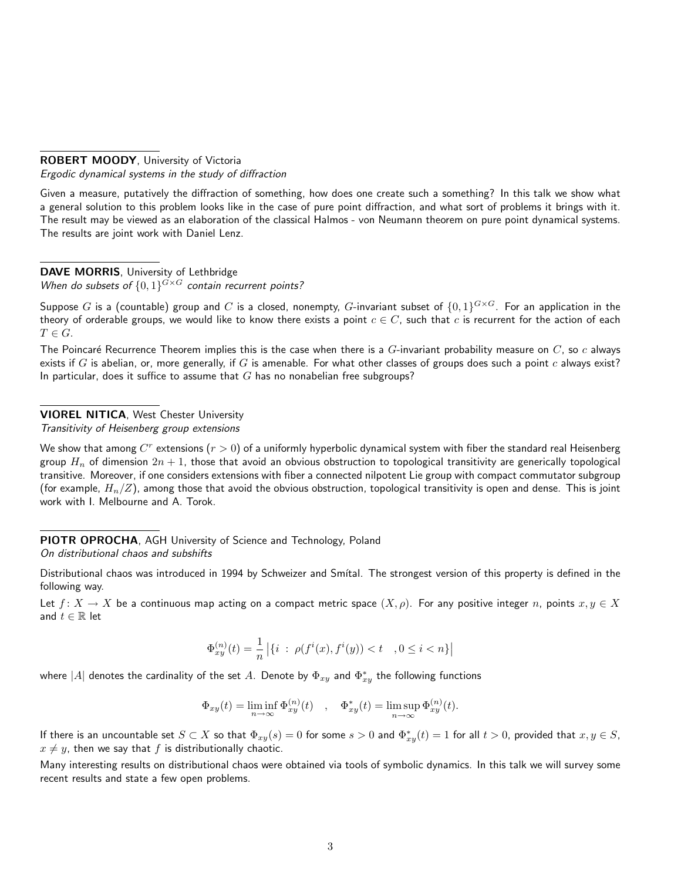**ROBERT MOODY**, University of Victoria
*Ergodic dynamical systems in the study of diffraction*

Given a measure, putatively the diffraction of something, how does one create such a something? In this talk we show what a general solution to this problem looks like in the case of pure point diffraction, and what sort of problems it brings with it. The result may be viewed as an elaboration of the classical Halmos - von Neumann theorem on pure point dynamical systems. The results are joint work with Daniel Lenz.

**DAVE MORRIS**, University of Lethbridge
*When do subsets of $\{0,1\}^{G \times G}$ contain recurrent points?*

Suppose $G$ is a (countable) group and $C$ is a closed, nonempty, $G$-invariant subset of $\{0,1\}^{G \times G}$. For an application in the theory of orderable groups, we would like to know there exists a point $c \in C$, such that $c$ is recurrent for the action of each $T \in G$.

The Poincaré Recurrence Theorem implies this is the case when there is a $G$-invariant probability measure on $C$, so $c$ always exists if $G$ is abelian, or, more generally, if $G$ is amenable. For what other classes of groups does such a point $c$ always exist? In particular, does it suffice to assume that $G$ has no nonabelian free subgroups?

**VIOREL NITICA**, West Chester University
*Transitivity of Heisenberg group extensions*

We show that among $C^r$ extensions ($r > 0$) of a uniformly hyperbolic dynamical system with fiber the standard real Heisenberg group $H_n$ of dimension $2n+1$, those that avoid an obvious obstruction to topological transitivity are generically topological transitive. Moreover, if one considers extensions with fiber a connected nilpotent Lie group with compact commutator subgroup (for example, $H_n/Z$), among those that avoid the obvious obstruction, topological transitivity is open and dense. This is joint work with I. Melbourne and A. Torok.

**PIOTR OPROCHA**, AGH University of Science and Technology, Poland
*On distributional chaos and subshifts*

Distributional chaos was introduced in 1994 by Schweizer and Smítal. The strongest version of this property is defined in the following way.

Let $f \colon X \to X$ be a continuous map acting on a compact metric space $(X, \rho)$. For any positive integer $n$, points $x, y \in X$ and $t \in \mathbb{R}$ let

$$\Phi_{xy}^{(n)}(t) = \frac{1}{n} \left| \{ i \ : \ \rho(f^i(x), f^i(y)) < t \quad, 0 \le i < n \} \right|$$

where $|A|$ denotes the cardinality of the set $A$. Denote by $\Phi_{xy}$ and $\Phi^*_{xy}$ the following functions

$$\Phi_{xy}(t) = \liminf_{n \to \infty} \Phi_{xy}^{(n)}(t) \quad , \quad \Phi^*_{xy}(t) = \limsup_{n \to \infty} \Phi_{xy}^{(n)}(t).$$

If there is an uncountable set $S \subset X$ so that $\Phi_{xy}(s) = 0$ for some $s > 0$ and $\Phi^*_{xy}(t) = 1$ for all $t > 0$, provided that $x, y \in S$, $x \neq y$, then we say that $f$ is distributionally chaotic.

Many interesting results on distributional chaos were obtained via tools of symbolic dynamics. In this talk we will survey some recent results and state a few open problems.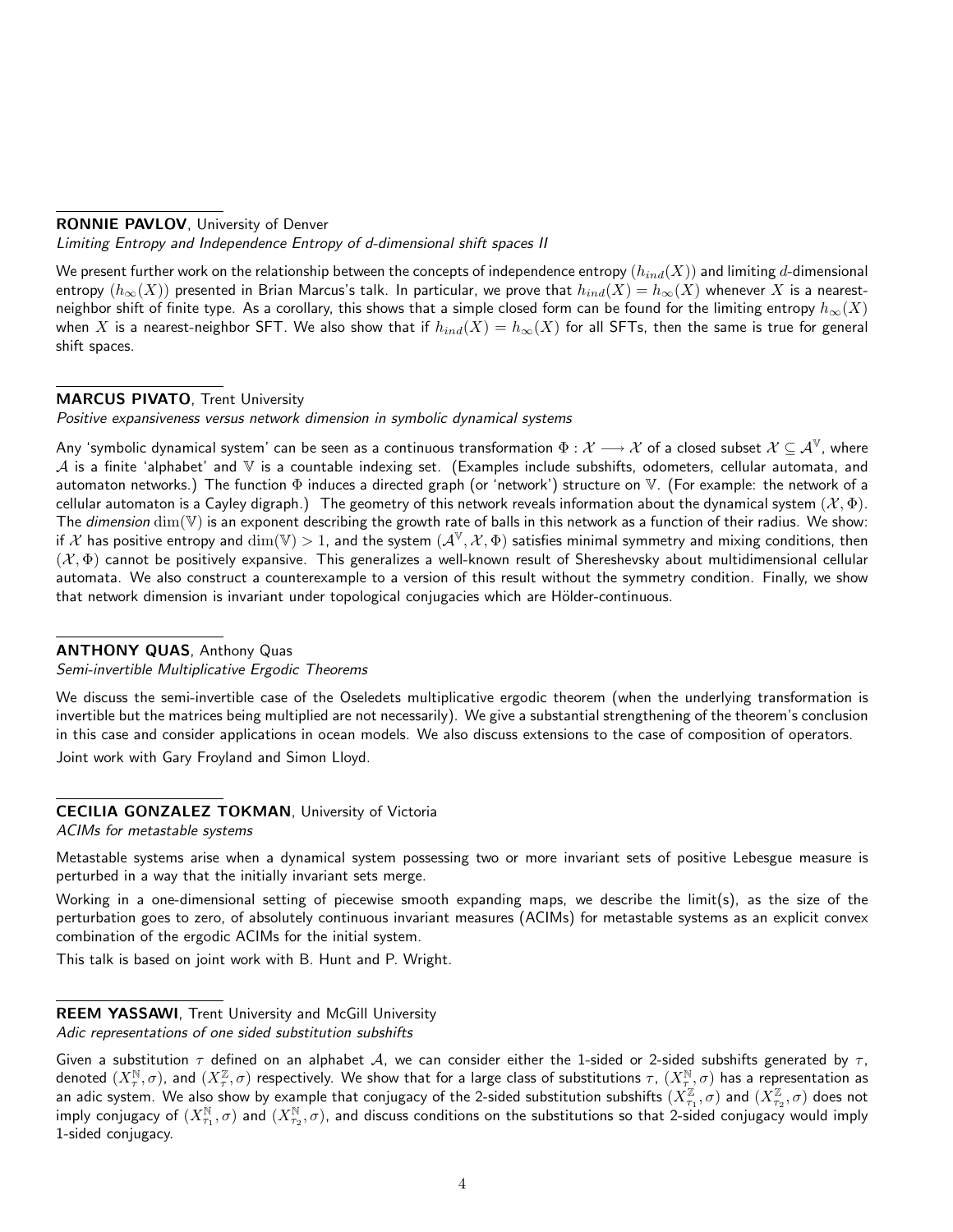**RONNIE PAVLOV**, University of Denver
*Limiting Entropy and Independence Entropy of d-dimensional shift spaces II*

We present further work on the relationship between the concepts of independence entropy ($h_{ind}(X)$) and limiting $d$-dimensional entropy ($h_\infty(X)$) presented in Brian Marcus's talk. In particular, we prove that $h_{ind}(X) = h_\infty(X)$ whenever $X$ is a nearest-neighbor shift of finite type. As a corollary, this shows that a simple closed form can be found for the limiting entropy $h_\infty(X)$ when $X$ is a nearest-neighbor SFT. We also show that if $h_{ind}(X) = h_\infty(X)$ for all SFTs, then the same is true for general shift spaces.

**MARCUS PIVATO**, Trent University
*Positive expansiveness versus network dimension in symbolic dynamical systems*

Any 'symbolic dynamical system' can be seen as a continuous transformation $\Phi : \mathcal{X} \longrightarrow \mathcal{X}$ of a closed subset $\mathcal{X} \subseteq \mathcal{A}^{\mathbb{V}}$, where $\mathcal{A}$ is a finite 'alphabet' and $\mathbb{V}$ is a countable indexing set. (Examples include subshifts, odometers, cellular automata, and automaton networks.) The function $\Phi$ induces a directed graph (or 'network') structure on $\mathbb{V}$. (For example: the network of a cellular automaton is a Cayley digraph.) The geometry of this network reveals information about the dynamical system $(\mathcal{X}, \Phi)$. The *dimension* $\dim(\mathbb{V})$ is an exponent describing the growth rate of balls in this network as a function of their radius. We show: if $\mathcal{X}$ has positive entropy and $\dim(\mathbb{V}) > 1$, and the system $(\mathcal{A}^{\mathbb{V}}, \mathcal{X}, \Phi)$ satisfies minimal symmetry and mixing conditions, then $(\mathcal{X}, \Phi)$ cannot be positively expansive. This generalizes a well-known result of Shereshevsky about multidimensional cellular automata. We also construct a counterexample to a version of this result without the symmetry condition. Finally, we show that network dimension is invariant under topological conjugacies which are Hölder-continuous.

**ANTHONY QUAS**, Anthony Quas
*Semi-invertible Multiplicative Ergodic Theorems*

We discuss the semi-invertible case of the Oseledets multiplicative ergodic theorem (when the underlying transformation is invertible but the matrices being multiplied are not necessarily). We give a substantial strengthening of the theorem's conclusion in this case and consider applications in ocean models. We also discuss extensions to the case of composition of operators.

Joint work with Gary Froyland and Simon Lloyd.

**CECILIA GONZALEZ TOKMAN**, University of Victoria
*ACIMs for metastable systems*

Metastable systems arise when a dynamical system possessing two or more invariant sets of positive Lebesgue measure is perturbed in a way that the initially invariant sets merge.

Working in a one-dimensional setting of piecewise smooth expanding maps, we describe the limit(s), as the size of the perturbation goes to zero, of absolutely continuous invariant measures (ACIMs) for metastable systems as an explicit convex combination of the ergodic ACIMs for the initial system.

This talk is based on joint work with B. Hunt and P. Wright.

**REEM YASSAWI**, Trent University and McGill University
*Adic representations of one sided substitution subshifts*

Given a substitution $\tau$ defined on an alphabet $\mathcal{A}$, we can consider either the 1-sided or 2-sided subshifts generated by $\tau$, denoted $(X_\tau^{\mathbb{N}}, \sigma)$, and $(X_\tau^{\mathbb{Z}}, \sigma)$ respectively. We show that for a large class of substitutions $\tau$, $(X_\tau^{\mathbb{N}}, \sigma)$ has a representation as an adic system. We also show by example that conjugacy of the 2-sided substitution subshifts $(X_{\tau_1}^{\mathbb{Z}}, \sigma)$ and $(X_{\tau_2}^{\mathbb{Z}}, \sigma)$ does not imply conjugacy of $(X_{\tau_1}^{\mathbb{N}}, \sigma)$ and $(X_{\tau_2}^{\mathbb{N}}, \sigma)$, and discuss conditions on the substitutions so that 2-sided conjugacy would imply 1-sided conjugacy.